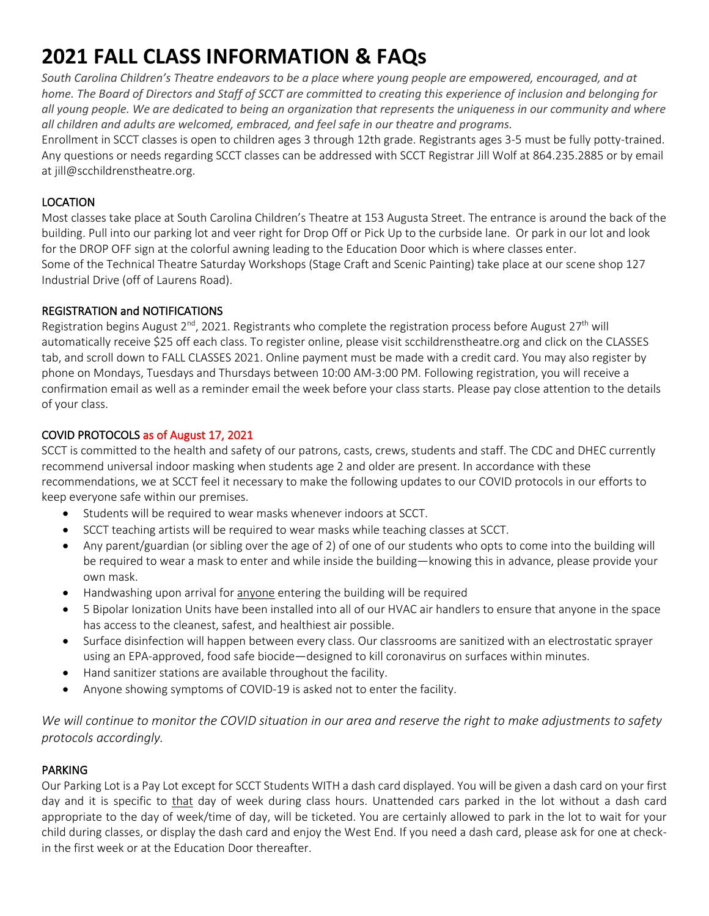# 2021 FALL CLASS INFORMATION & FAQs

*South Carolina Children's Theatre endeavors to be a place where young people are empowered, encouraged, and at home. The Board of Directors and Staff of SCCT are committed to creating this experience of inclusion and belonging for all young people. We are dedicated to being an organization that represents the uniqueness in our community and where all children and adults are welcomed, embraced, and feel safe in our theatre and programs.*

Enrollment in SCCT classes is open to children ages 3 through 12th grade. Registrants ages 3-5 must be fully potty-trained. Any questions or needs regarding SCCT classes can be addressed with SCCT Registrar Jill Wolf at 864.235.2885 or by email at jill@scchildrenstheatre.org.

## LOCATION

Most classes take place at South Carolina Children's Theatre at 153 Augusta Street. The entrance is around the back of the building. Pull into our parking lot and veer right for Drop Off or Pick Up to the curbside lane. Or park in our lot and look for the DROP OFF sign at the colorful awning leading to the Education Door which is where classes enter.

Some of the Technical Theatre Saturday Workshops (Stage Craft and Scenic Painting) take place at our scene shop 127 Industrial Drive (off of Laurens Road).

## REGISTRATION and NOTIFICATIONS

Registration begins August 2nd, 2021. Registrants who complete the registration process before August 27th will automatically receive $25 off each class. To register online, please visit scchildrenstheatre.org and click on the CLASSES tab, and scroll down to FALL CLASSES 2021. Online payment must be made with a credit card. You may also register by phone on Mondays, Tuesdays and Thursdays between 10:00 AM-3:00 PM. Following registration, you will receive a confirmation email as well as a reminder email the week before your class starts. Please pay close attention to the details of your class.

## COVID PROTOCOLS as of August 17, 2021

SCCT is committed to the health and safety of our patrons, casts, crews, students and staff. The CDC and DHEC currently recommend universal indoor masking when students age 2 and older are present. In accordance with these recommendations, we at SCCT feel it necessary to make the following updates to our COVID protocols in our efforts to keep everyone safe within our premises.

- Students will be required to wear masks whenever indoors at SCCT.
- SCCT teaching artists will be required to wear masks while teaching classes at SCCT.
- Any parent/guardian (or sibling over the age of 2) of one of our students who opts to come into the building will be required to wear a mask to enter and while inside the building—knowing this in advance, please provide your own mask.
- Handwashing upon arrival for anyone entering the building will be required
- 5 Bipolar Ionization Units have been installed into all of our HVAC air handlers to ensure that anyone in the space has access to the cleanest, safest, and healthiest air possible.
- Surface disinfection will happen between every class. Our classrooms are sanitized with an electrostatic sprayer using an EPA-approved, food safe biocide—designed to kill coronavirus on surfaces within minutes.
- Hand sanitizer stations are available throughout the facility.
- Anyone showing symptoms of COVID-19 is asked not to enter the facility.

*We will continue to monitor the COVID situation in our area and reserve the right to make adjustments to safety protocols accordingly.*

## PARKING

Our Parking Lot is a Pay Lot except for SCCT Students WITH a dash card displayed. You will be given a dash card on your first day and it is specific to that day of week during class hours. Unattended cars parked in the lot without a dash card appropriate to the day of week/time of day, will be ticketed. You are certainly allowed to park in the lot to wait for your child during classes, or display the dash card and enjoy the West End. If you need a dash card, please ask for one at check-in the first week or at the Education Door thereafter.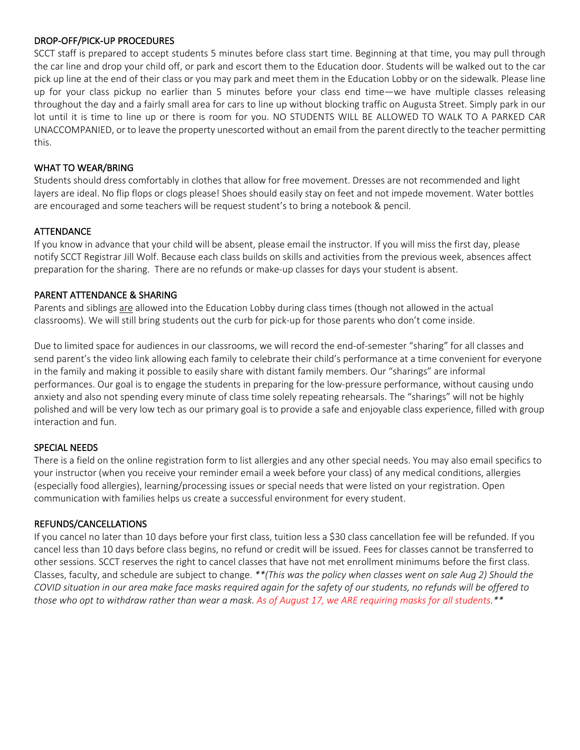## DROP-OFF/PICK-UP PROCEDURES

SCCT staff is prepared to accept students 5 minutes before class start time. Beginning at that time, you may pull through the car line and drop your child off, or park and escort them to the Education door. Students will be walked out to the car pick up line at the end of their class or you may park and meet them in the Education Lobby or on the sidewalk. Please line up for your class pickup no earlier than 5 minutes before your class end time—we have multiple classes releasing throughout the day and a fairly small area for cars to line up without blocking traffic on Augusta Street. Simply park in our lot until it is time to line up or there is room for you. NO STUDENTS WILL BE ALLOWED TO WALK TO A PARKED CAR UNACCOMPANIED, or to leave the property unescorted without an email from the parent directly to the teacher permitting this.

## WHAT TO WEAR/BRING

Students should dress comfortably in clothes that allow for free movement. Dresses are not recommended and light layers are ideal. No flip flops or clogs please! Shoes should easily stay on feet and not impede movement. Water bottles are encouraged and some teachers will be request student's to bring a notebook & pencil.

## ATTENDANCE

If you know in advance that your child will be absent, please email the instructor. If you will miss the first day, please notify SCCT Registrar Jill Wolf. Because each class builds on skills and activities from the previous week, absences affect preparation for the sharing. There are no refunds or make-up classes for days your student is absent.

## PARENT ATTENDANCE & SHARING

Parents and siblings are allowed into the Education Lobby during class times (though not allowed in the actual classrooms). We will still bring students out the curb for pick-up for those parents who don't come inside.

Due to limited space for audiences in our classrooms, we will record the end-of-semester "sharing" for all classes and send parent's the video link allowing each family to celebrate their child's performance at a time convenient for everyone in the family and making it possible to easily share with distant family members. Our "sharings" are informal performances. Our goal is to engage the students in preparing for the low-pressure performance, without causing undo anxiety and also not spending every minute of class time solely repeating rehearsals. The "sharings" will not be highly polished and will be very low tech as our primary goal is to provide a safe and enjoyable class experience, filled with group interaction and fun.

## SPECIAL NEEDS

There is a field on the online registration form to list allergies and any other special needs. You may also email specifics to your instructor (when you receive your reminder email a week before your class) of any medical conditions, allergies (especially food allergies), learning/processing issues or special needs that were listed on your registration. Open communication with families helps us create a successful environment for every student.

## REFUNDS/CANCELLATIONS

If you cancel no later than 10 days before your first class, tuition less a $30 class cancellation fee will be refunded. If you cancel less than 10 days before class begins, no refund or credit will be issued. Fees for classes cannot be transferred to other sessions. SCCT reserves the right to cancel classes that have not met enrollment minimums before the first class. Classes, faculty, and schedule are subject to change. *\*\*(This was the policy when classes went on sale Aug 2) Should the COVID situation in our area make face masks required again for the safety of our students, no refunds will be offered to those who opt to withdraw rather than wear a mask. As of August 17, we ARE requiring masks for all students.\*\**